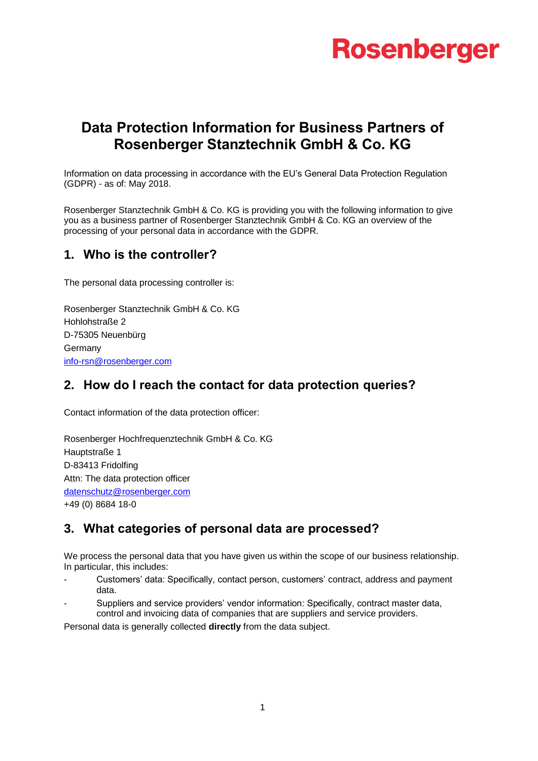Rosenberger

# Data Protection Information for Business Partners of Rosenberger Stanztechnik GmbH & Co. KG

Information on data processing in accordance with the EU's General Data Protection Regulation (GDPR) - as of: May 2018.

Rosenberger Stanztechnik GmbH & Co. KG is providing you with the following information to give you as a business partner of Rosenberger Stanztechnik GmbH & Co. KG an overview of the processing of your personal data in accordance with the GDPR.

## 1. Who is the controller?

The personal data processing controller is:

Rosenberger Stanztechnik GmbH & Co. KG
Hohlohstraße 2
D-75305 Neuenbürg
Germany
info-rsn@rosenberger.com

## 2. How do I reach the contact for data protection queries?

Contact information of the data protection officer:

Rosenberger Hochfrequenztechnik GmbH & Co. KG
Hauptstraße 1
D-83413 Fridolfing
Attn: The data protection officer
datenschutz@rosenberger.com
+49 (0) 8684 18-0

## 3. What categories of personal data are processed?

We process the personal data that you have given us within the scope of our business relationship. In particular, this includes:

- Customers' data: Specifically, contact person, customers' contract, address and payment data.
- Suppliers and service providers' vendor information: Specifically, contract master data, control and invoicing data of companies that are suppliers and service providers.

Personal data is generally collected **directly** from the data subject.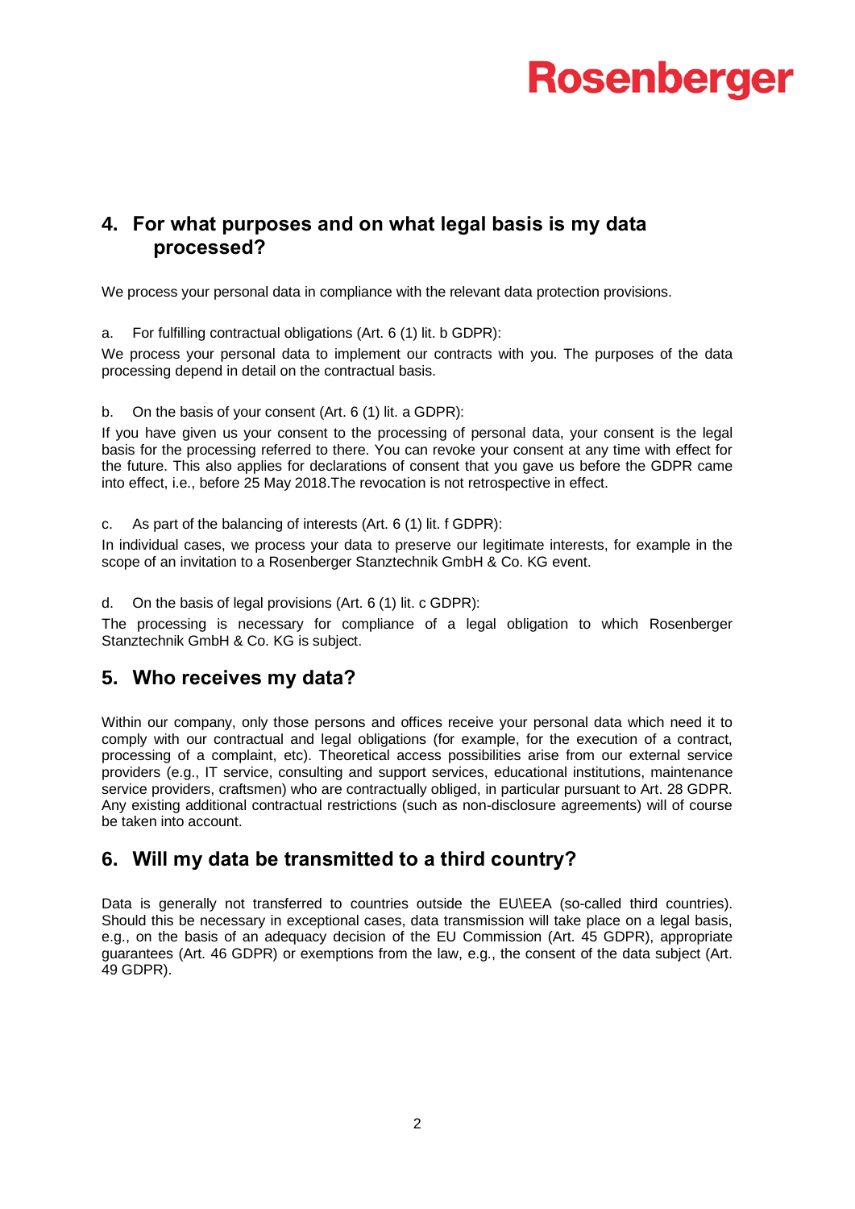## 4. For what purposes and on what legal basis is my data processed?

We process your personal data in compliance with the relevant data protection provisions.

a. For fulfilling contractual obligations (Art. 6 (1) lit. b GDPR):

We process your personal data to implement our contracts with you. The purposes of the data processing depend in detail on the contractual basis.

b. On the basis of your consent (Art. 6 (1) lit. a GDPR):

If you have given us your consent to the processing of personal data, your consent is the legal basis for the processing referred to there. You can revoke your consent at any time with effect for the future. This also applies for declarations of consent that you gave us before the GDPR came into effect, i.e., before 25 May 2018.The revocation is not retrospective in effect.

c. As part of the balancing of interests (Art. 6 (1) lit. f GDPR):

In individual cases, we process your data to preserve our legitimate interests, for example in the scope of an invitation to a Rosenberger Stanztechnik GmbH & Co. KG event.

d. On the basis of legal provisions (Art. 6 (1) lit. c GDPR):

The processing is necessary for compliance of a legal obligation to which Rosenberger Stanztechnik GmbH & Co. KG is subject.

## 5. Who receives my data?

Within our company, only those persons and offices receive your personal data which need it to comply with our contractual and legal obligations (for example, for the execution of a contract, processing of a complaint, etc). Theoretical access possibilities arise from our external service providers (e.g., IT service, consulting and support services, educational institutions, maintenance service providers, craftsmen) who are contractually obliged, in particular pursuant to Art. 28 GDPR. Any existing additional contractual restrictions (such as non-disclosure agreements) will of course be taken into account.

## 6. Will my data be transmitted to a third country?

Data is generally not transferred to countries outside the EU\EEA (so-called third countries). Should this be necessary in exceptional cases, data transmission will take place on a legal basis, e.g., on the basis of an adequacy decision of the EU Commission (Art. 45 GDPR), appropriate guarantees (Art. 46 GDPR) or exemptions from the law, e.g., the consent of the data subject (Art. 49 GDPR).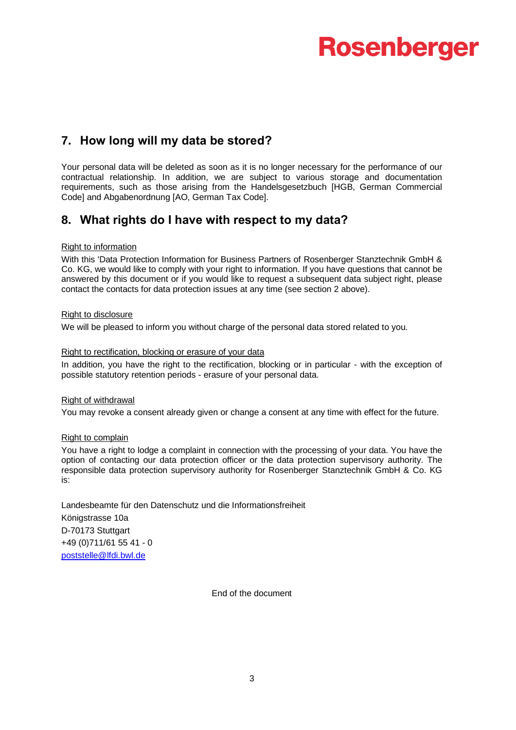## 7. How long will my data be stored?

Your personal data will be deleted as soon as it is no longer necessary for the performance of our contractual relationship. In addition, we are subject to various storage and documentation requirements, such as those arising from the Handelsgesetzbuch [HGB, German Commercial Code] and Abgabenordnung [AO, German Tax Code].

## 8. What rights do I have with respect to my data?

Right to information

With this 'Data Protection Information for Business Partners of Rosenberger Stanztechnik GmbH & Co. KG, we would like to comply with your right to information. If you have questions that cannot be answered by this document or if you would like to request a subsequent data subject right, please contact the contacts for data protection issues at any time (see section 2 above).

Right to disclosure

We will be pleased to inform you without charge of the personal data stored related to you.

Right to rectification, blocking or erasure of your data

In addition, you have the right to the rectification, blocking or in particular - with the exception of possible statutory retention periods - erasure of your personal data.

Right of withdrawal

You may revoke a consent already given or change a consent at any time with effect for the future.

Right to complain

You have a right to lodge a complaint in connection with the processing of your data. You have the option of contacting our data protection officer or the data protection supervisory authority. The responsible data protection supervisory authority for Rosenberger Stanztechnik GmbH & Co. KG is:

Landesbeamte für den Datenschutz und die Informationsfreiheit
Königstrasse 10a
D-70173 Stuttgart
+49 (0)711/61 55 41 - 0
poststelle@lfdi.bwl.de

End of the document